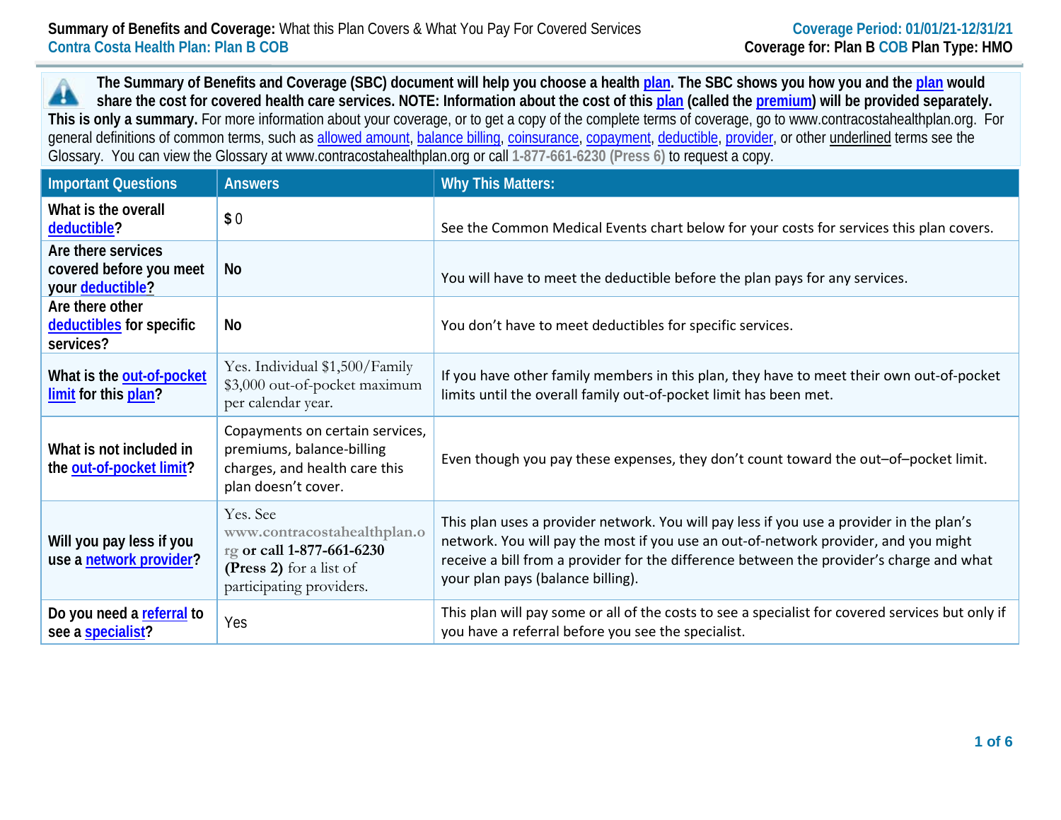**Summary of Benefits and Coverage:** What this Plan Covers & What You Pay For Covered Services
**Contra Costa Health Plan: Plan B COB**

**Coverage Period: 01/01/21-12/31/21**
**Coverage for: Plan B COB Plan Type: HMO**

**The Summary of Benefits and Coverage (SBC) document will help you choose a health plan. The SBC shows you how you and the plan would share the cost for covered health care services. NOTE: Information about the cost of this plan (called the premium) will be provided separately. This is only a summary.** For more information about your coverage, or to get a copy of the complete terms of coverage, go to www.contracostahealthplan.org. For general definitions of common terms, such as allowed amount, balance billing, coinsurance, copayment, deductible, provider, or other underlined terms see the Glossary. You can view the Glossary at www.contracostahealthplan.org or call 1-877-661-6230 (Press 6) to request a copy.

| Important Questions | Answers | Why This Matters: |
|---|---|---|
| **What is the overall deductible?** | $ 0 | See the Common Medical Events chart below for your costs for services this plan covers. |
| **Are there services covered before you meet your deductible?** | **No** | You will have to meet the deductible before the plan pays for any services. |
| **Are there other deductibles for specific services?** | **No** | You don't have to meet deductibles for specific services. |
| **What is the out-of-pocket limit for this plan?** | Yes. Individual $1,500/Family $3,000 out-of-pocket maximum per calendar year. | If you have other family members in this plan, they have to meet their own out-of-pocket limits until the overall family out-of-pocket limit has been met. |
| **What is not included in the out-of-pocket limit?** | Copayments on certain services, premiums, balance-billing charges, and health care this plan doesn't cover. | Even though you pay these expenses, they don't count toward the out–of–pocket limit. |
| **Will you pay less if you use a network provider?** | Yes. See www.contracostahealthplan.org **or call 1-877-661-6230 (Press 2)** for a list of participating providers. | This plan uses a provider network. You will pay less if you use a provider in the plan's network. You will pay the most if you use an out-of-network provider, and you might receive a bill from a provider for the difference between the provider's charge and what your plan pays (balance billing). |
| **Do you need a referral to see a specialist?** | Yes | This plan will pay some or all of the costs to see a specialist for covered services but only if you have a referral before you see the specialist. |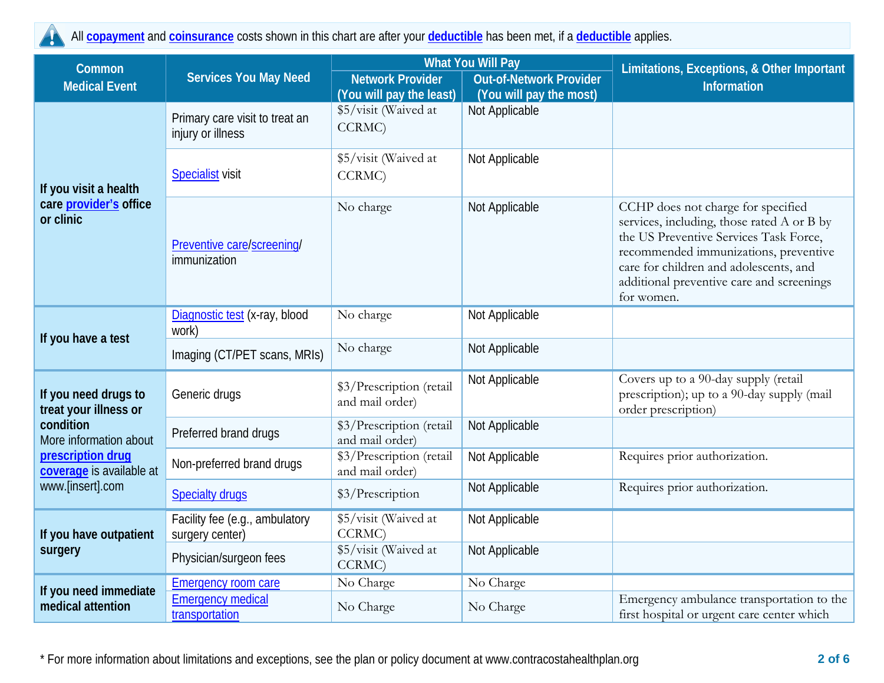All **copayment** and **coinsurance** costs shown in this chart are after your **deductible** has been met, if a **deductible** applies.

| Common Medical Event | Services You May Need | What You Will Pay | | Limitations, Exceptions, & Other Important Information |
|---|---|---|---|---|
| | | Network Provider (You will pay the least) | Out-of-Network Provider (You will pay the most) | |
| **If you visit a health care provider's office or clinic** | Primary care visit to treat an injury or illness | $5/visit (Waived at CCRMC) | Not Applicable | |
| | Specialist visit | $5/visit (Waived at CCRMC) | Not Applicable | |
| | Preventive care/screening/ immunization | No charge | Not Applicable | CCHP does not charge for specified services, including, those rated A or B by the US Preventive Services Task Force, recommended immunizations, preventive care for children and adolescents, and additional preventive care and screenings for women. |
| **If you have a test** | Diagnostic test (x-ray, blood work) | No charge | Not Applicable | |
| | Imaging (CT/PET scans, MRIs) | No charge | Not Applicable | |
| **If you need drugs to treat your illness or condition** More information about **prescription drug coverage** is available at www.[insert].com | Generic drugs | $3/Prescription (retail and mail order) | Not Applicable | Covers up to a 90-day supply (retail prescription); up to a 90-day supply (mail order prescription) |
| | Preferred brand drugs | $3/Prescription (retail and mail order) | Not Applicable | |
| | Non-preferred brand drugs | $3/Prescription (retail and mail order) | Not Applicable | Requires prior authorization. |
| | Specialty drugs | $3/Prescription | Not Applicable | Requires prior authorization. |
| **If you have outpatient surgery** | Facility fee (e.g., ambulatory surgery center) | $5/visit (Waived at CCRMC) | Not Applicable | |
| | Physician/surgeon fees | $5/visit (Waived at CCRMC) | Not Applicable | |
| **If you need immediate medical attention** | Emergency room care | No Charge | No Charge | |
| | Emergency medical transportation | No Charge | No Charge | Emergency ambulance transportation to the first hospital or urgent care center which |

* For more information about limitations and exceptions, see the plan or policy document at www.contracostahealthplan.org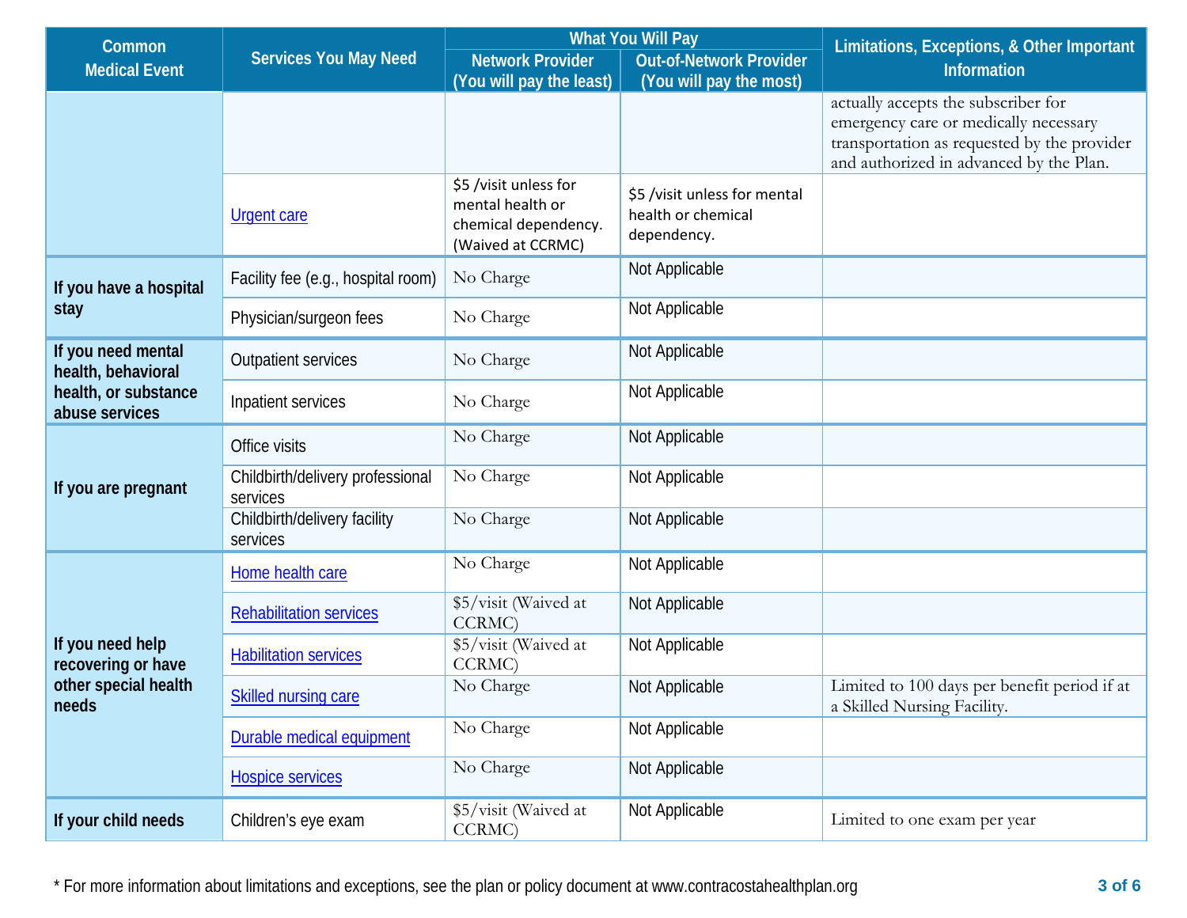| Common Medical Event | Services You May Need | What You Will Pay | | Limitations, Exceptions, & Other Important Information |
|---|---|---|---|---|
| | | Network Provider (You will pay the least) | Out-of-Network Provider (You will pay the most) | |
| | | | | actually accepts the subscriber for emergency care or medically necessary transportation as requested by the provider and authorized in advanced by the Plan. |
| | Urgent care | $5 /visit unless for mental health or chemical dependency. (Waived at CCRMC) | $5 /visit unless for mental health or chemical dependency. | |
| If you have a hospital stay | Facility fee (e.g., hospital room) | No Charge | Not Applicable | |
| | Physician/surgeon fees | No Charge | Not Applicable | |
| If you need mental health, behavioral health, or substance abuse services | Outpatient services | No Charge | Not Applicable | |
| | Inpatient services | No Charge | Not Applicable | |
| If you are pregnant | Office visits | No Charge | Not Applicable | |
| | Childbirth/delivery professional services | No Charge | Not Applicable | |
| | Childbirth/delivery facility services | No Charge | Not Applicable | |
| If you need help recovering or have other special health needs | Home health care | No Charge | Not Applicable | |
| | Rehabilitation services | $5/visit (Waived at CCRMC) | Not Applicable | |
| | Habilitation services | $5/visit (Waived at CCRMC) | Not Applicable | |
| | Skilled nursing care | No Charge | Not Applicable | Limited to 100 days per benefit period if at a Skilled Nursing Facility. |
| | Durable medical equipment | No Charge | Not Applicable | |
| | Hospice services | No Charge | Not Applicable | |
| If your child needs | Children's eye exam | $5/visit (Waived at CCRMC) | Not Applicable | Limited to one exam per year |

* For more information about limitations and exceptions, see the plan or policy document at www.contracostahealthplan.org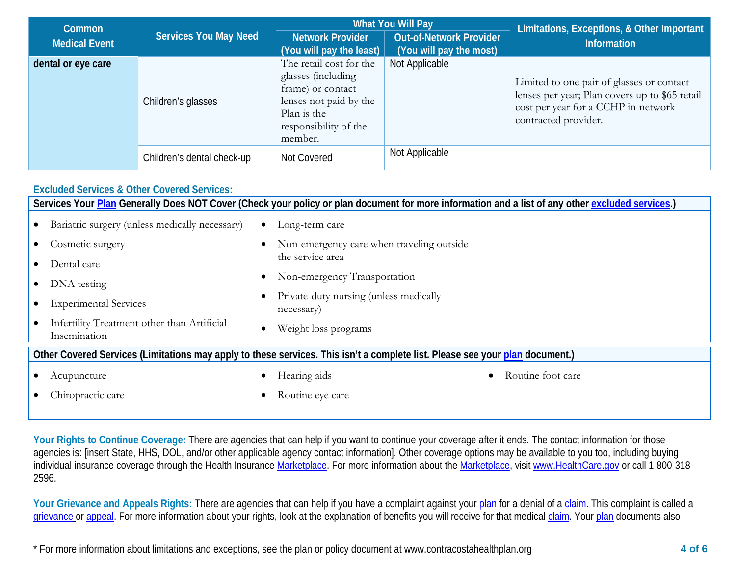| Common Medical Event | Services You May Need | What You Will Pay | | Limitations, Exceptions, & Other Important Information |
|---|---|---|---|---|
| | | Network Provider (You will pay the least) | Out-of-Network Provider (You will pay the most) | |
| dental or eye care | Children's glasses | The retail cost for the glasses (including frame) or contact lenses not paid by the Plan is the responsibility of the member. | Not Applicable | Limited to one pair of glasses or contact lenses per year; Plan covers up to $65 retail cost per year for a CCHP in-network contracted provider. |
| | Children's dental check-up | Not Covered | Not Applicable | |

## Excluded Services & Other Covered Services:

**Services Your Plan Generally Does NOT Cover (Check your policy or plan document for more information and a list of any other excluded services.)**

- Bariatric surgery (unless medically necessary)
- Cosmetic surgery
- Dental care
- DNA testing
- Experimental Services
- Infertility Treatment other than Artificial Insemination
- Long-term care
- Non-emergency care when traveling outside the service area
- Non-emergency Transportation
- Private-duty nursing (unless medically necessary)
- Weight loss programs

**Other Covered Services (Limitations may apply to these services. This isn't a complete list. Please see your plan document.)**

- Acupuncture
- Chiropractic care
- Hearing aids
- Routine eye care
- Routine foot care

**Your Rights to Continue Coverage:** There are agencies that can help if you want to continue your coverage after it ends. The contact information for those agencies is: [insert State, HHS, DOL, and/or other applicable agency contact information]. Other coverage options may be available to you too, including buying individual insurance coverage through the Health Insurance Marketplace. For more information about the Marketplace, visit www.HealthCare.gov or call 1-800-318-2596.

**Your Grievance and Appeals Rights:** There are agencies that can help if you have a complaint against your plan for a denial of a claim. This complaint is called a grievance or appeal. For more information about your rights, look at the explanation of benefits you will receive for that medical claim. Your plan documents also

* For more information about limitations and exceptions, see the plan or policy document at www.contracostahealthplan.org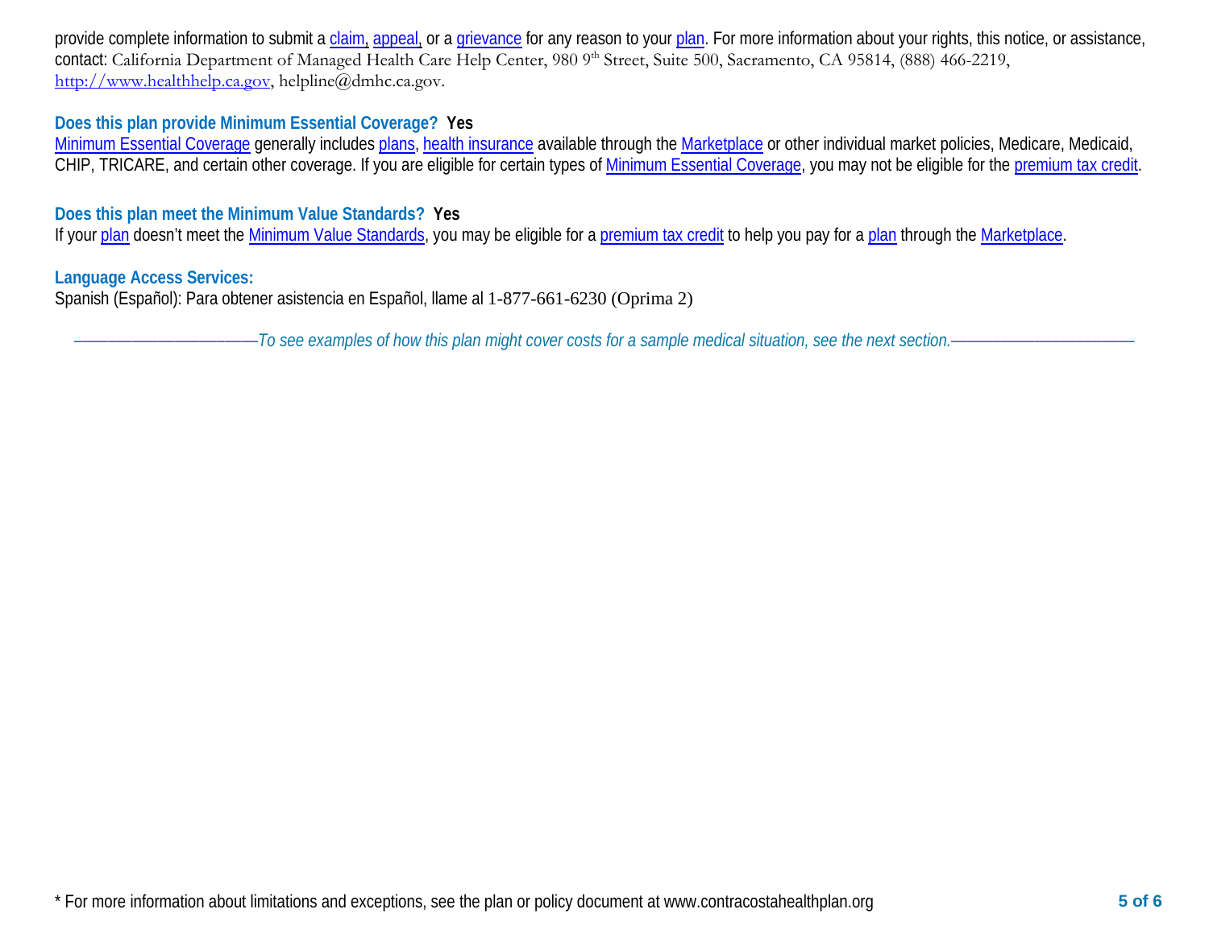provide complete information to submit a claim, appeal, or a grievance for any reason to your plan. For more information about your rights, this notice, or assistance, contact: California Department of Managed Health Care Help Center, 980 9th Street, Suite 500, Sacramento, CA 95814, (888) 466-2219, http://www.healthhelp.ca.gov, helpline@dmhc.ca.gov.

**Does this plan provide Minimum Essential Coverage? Yes**

Minimum Essential Coverage generally includes plans, health insurance available through the Marketplace or other individual market policies, Medicare, Medicaid, CHIP, TRICARE, and certain other coverage. If you are eligible for certain types of Minimum Essential Coverage, you may not be eligible for the premium tax credit.

**Does this plan meet the Minimum Value Standards? Yes**

If your plan doesn't meet the Minimum Value Standards, you may be eligible for a premium tax credit to help you pay for a plan through the Marketplace.

**Language Access Services:**

Spanish (Español): Para obtener asistencia en Español, llame al 1-877-661-6230 (Oprima 2)

*——————————To see examples of how this plan might cover costs for a sample medical situation, see the next section.——————————*

\* For more information about limitations and exceptions, see the plan or policy document at www.contracostahealthplan.org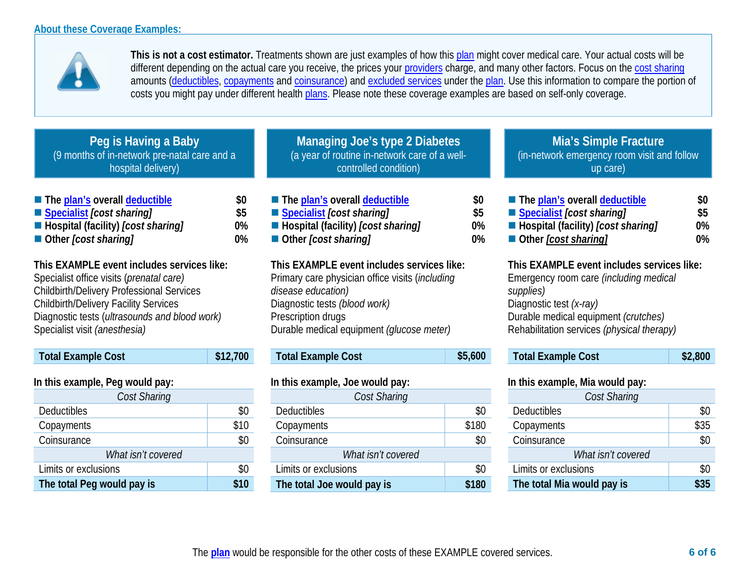## About these Coverage Examples:

**This is not a cost estimator.** Treatments shown are just examples of how this plan might cover medical care. Your actual costs will be different depending on the actual care you receive, the prices your providers charge, and many other factors. Focus on the cost sharing amounts (deductibles, copayments and coinsurance) and excluded services under the plan. Use this information to compare the portion of costs you might pay under different health plans. Please note these coverage examples are based on self-only coverage.

### Peg is Having a Baby
(9 months of in-network pre-natal care and a hospital delivery)

- **The plan's overall deductible** — **$0**
- **Specialist *[cost sharing]*** — **$5**
- **Hospital (facility) *[cost sharing]*** — **0%**
- **Other *[cost sharing]*** — **0%**

**This EXAMPLE event includes services like:**
Specialist office visits *(prenatal care)*
Childbirth/Delivery Professional Services
Childbirth/Delivery Facility Services
Diagnostic tests (*ultrasounds and blood work)*
Specialist visit *(anesthesia)*

| **Total Example Cost** | **$12,700** |
|---|---|

**In this example, Peg would pay:**

| *Cost Sharing* | |
|---|---|
| Deductibles | $0 |
| Copayments | $10 |
| Coinsurance | $0 |
| *What isn't covered* | |
| Limits or exclusions | $0 |
| **The total Peg would pay is** | **$10** |

### Managing Joe's type 2 Diabetes
(a year of routine in-network care of a well-controlled condition)

- **The plan's overall deductible** — **$0**
- **Specialist *[cost sharing]*** — **$5**
- **Hospital (facility) *[cost sharing]*** — **0%**
- **Other *[cost sharing]*** — **0%**

**This EXAMPLE event includes services like:**
Primary care physician office visits (*including disease education)*
Diagnostic tests *(blood work)*
Prescription drugs
Durable medical equipment *(glucose meter)*

| **Total Example Cost** | **$5,600** |
|---|---|

**In this example, Joe would pay:**

| *Cost Sharing* | |
|---|---|
| Deductibles | $0 |
| Copayments | $180 |
| Coinsurance | $0 |
| *What isn't covered* | |
| Limits or exclusions | $0 |
| **The total Joe would pay is** | **$180** |

### Mia's Simple Fracture
(in-network emergency room visit and follow up care)

- **The plan's overall deductible** — **$0**
- **Specialist *[cost sharing]*** — **$5**
- **Hospital (facility) *[cost sharing]*** — **0%**
- **Other *[cost sharing]*** — **0%**

**This EXAMPLE event includes services like:**
Emergency room care *(including medical supplies)*
Diagnostic test *(x-ray)*
Durable medical equipment *(crutches)*
Rehabilitation services *(physical therapy)*

| **Total Example Cost** | **$2,800** |
|---|---|

**In this example, Mia would pay:**

| *Cost Sharing* | |
|---|---|
| Deductibles | $0 |
| Copayments | $35 |
| Coinsurance | $0 |
| *What isn't covered* | |
| Limits or exclusions | $0 |
| **The total Mia would pay is** | **$35** |

The plan would be responsible for the other costs of these EXAMPLE covered services.